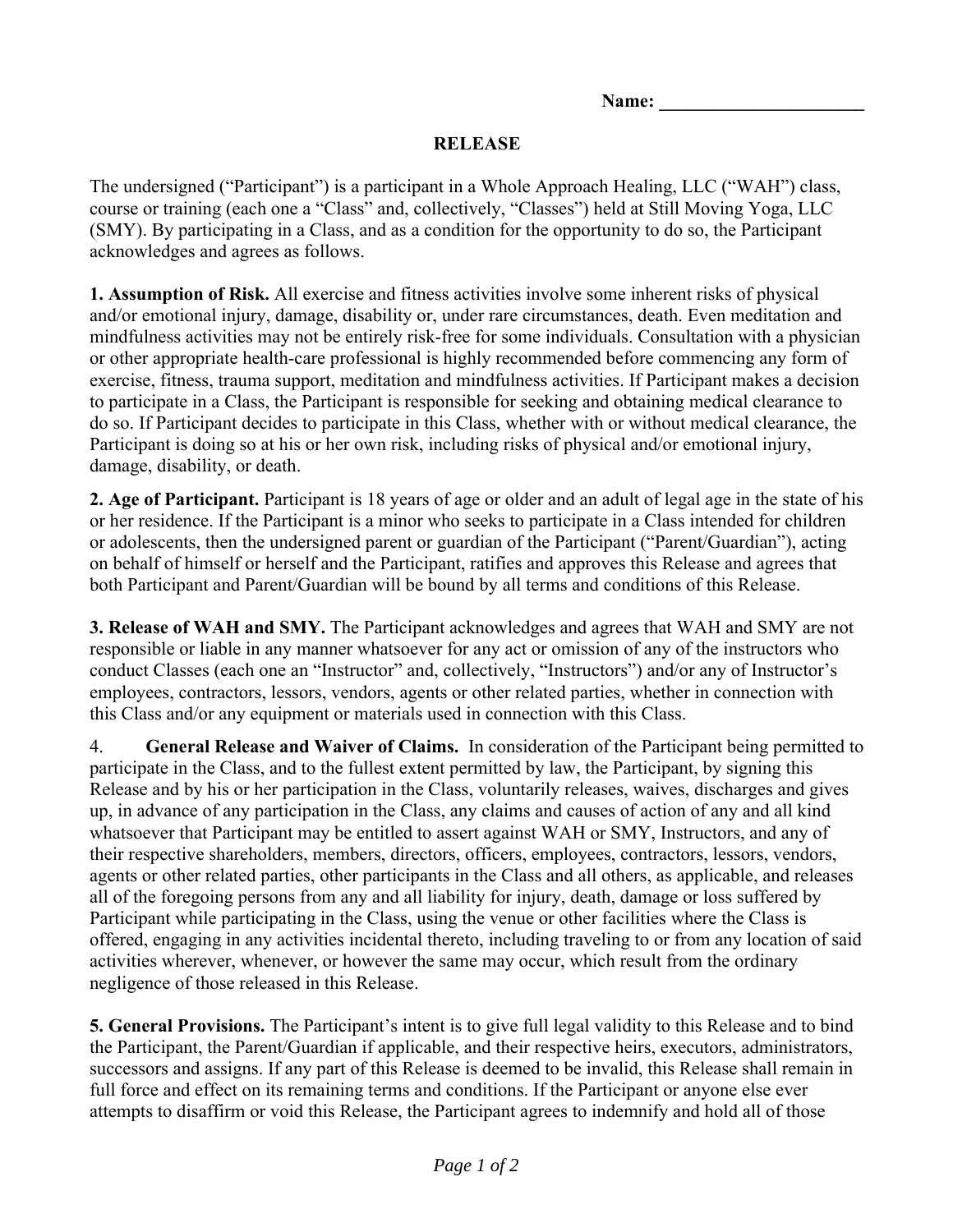**Name: ______________________**

# RELEASE

The undersigned ("Participant") is a participant in a Whole Approach Healing, LLC ("WAH") class, course or training (each one a "Class" and, collectively, "Classes") held at Still Moving Yoga, LLC (SMY). By participating in a Class, and as a condition for the opportunity to do so, the Participant acknowledges and agrees as follows.

**1. Assumption of Risk.** All exercise and fitness activities involve some inherent risks of physical and/or emotional injury, damage, disability or, under rare circumstances, death. Even meditation and mindfulness activities may not be entirely risk-free for some individuals. Consultation with a physician or other appropriate health-care professional is highly recommended before commencing any form of exercise, fitness, trauma support, meditation and mindfulness activities. If Participant makes a decision to participate in a Class, the Participant is responsible for seeking and obtaining medical clearance to do so. If Participant decides to participate in this Class, whether with or without medical clearance, the Participant is doing so at his or her own risk, including risks of physical and/or emotional injury, damage, disability, or death.

**2. Age of Participant.** Participant is 18 years of age or older and an adult of legal age in the state of his or her residence. If the Participant is a minor who seeks to participate in a Class intended for children or adolescents, then the undersigned parent or guardian of the Participant ("Parent/Guardian"), acting on behalf of himself or herself and the Participant, ratifies and approves this Release and agrees that both Participant and Parent/Guardian will be bound by all terms and conditions of this Release.

**3. Release of WAH and SMY.** The Participant acknowledges and agrees that WAH and SMY are not responsible or liable in any manner whatsoever for any act or omission of any of the instructors who conduct Classes (each one an "Instructor" and, collectively, "Instructors") and/or any of Instructor's employees, contractors, lessors, vendors, agents or other related parties, whether in connection with this Class and/or any equipment or materials used in connection with this Class.

4. **General Release and Waiver of Claims.** In consideration of the Participant being permitted to participate in the Class, and to the fullest extent permitted by law, the Participant, by signing this Release and by his or her participation in the Class, voluntarily releases, waives, discharges and gives up, in advance of any participation in the Class, any claims and causes of action of any and all kind whatsoever that Participant may be entitled to assert against WAH or SMY, Instructors, and any of their respective shareholders, members, directors, officers, employees, contractors, lessors, vendors, agents or other related parties, other participants in the Class and all others, as applicable, and releases all of the foregoing persons from any and all liability for injury, death, damage or loss suffered by Participant while participating in the Class, using the venue or other facilities where the Class is offered, engaging in any activities incidental thereto, including traveling to or from any location of said activities wherever, whenever, or however the same may occur, which result from the ordinary negligence of those released in this Release.

**5. General Provisions.** The Participant's intent is to give full legal validity to this Release and to bind the Participant, the Parent/Guardian if applicable, and their respective heirs, executors, administrators, successors and assigns. If any part of this Release is deemed to be invalid, this Release shall remain in full force and effect on its remaining terms and conditions. If the Participant or anyone else ever attempts to disaffirm or void this Release, the Participant agrees to indemnify and hold all of those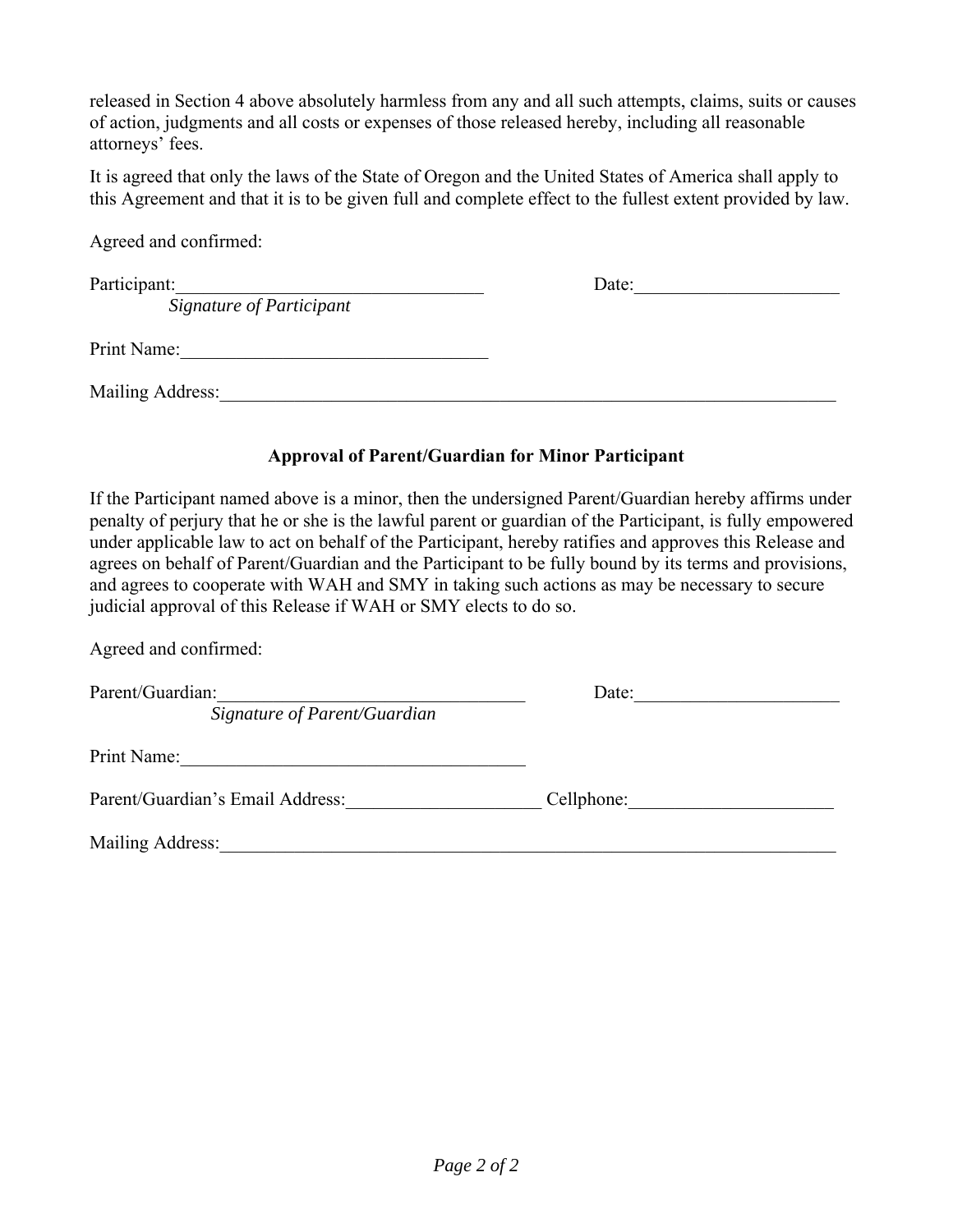released in Section 4 above absolutely harmless from any and all such attempts, claims, suits or causes of action, judgments and all costs or expenses of those released hereby, including all reasonable attorneys' fees.

It is agreed that only the laws of the State of Oregon and the United States of America shall apply to this Agreement and that it is to be given full and complete effect to the fullest extent provided by law.

Agreed and confirmed:

Participant:_________________________________ Date:______________________
*Signature of Participant*

Print Name:_________________________________

Mailing Address:_____________________________________________________________________

**Approval of Parent/Guardian for Minor Participant**

If the Participant named above is a minor, then the undersigned Parent/Guardian hereby affirms under penalty of perjury that he or she is the lawful parent or guardian of the Participant, is fully empowered under applicable law to act on behalf of the Participant, hereby ratifies and approves this Release and agrees on behalf of Parent/Guardian and the Participant to be fully bound by its terms and provisions, and agrees to cooperate with WAH and SMY in taking such actions as may be necessary to secure judicial approval of this Release if WAH or SMY elects to do so.

Agreed and confirmed:

Parent/Guardian:_________________________________ Date:______________________
*Signature of Parent/Guardian*

Print Name:_____________________________________

Parent/Guardian's Email Address:_____________________ Cellphone:______________________

Mailing Address:_____________________________________________________________________